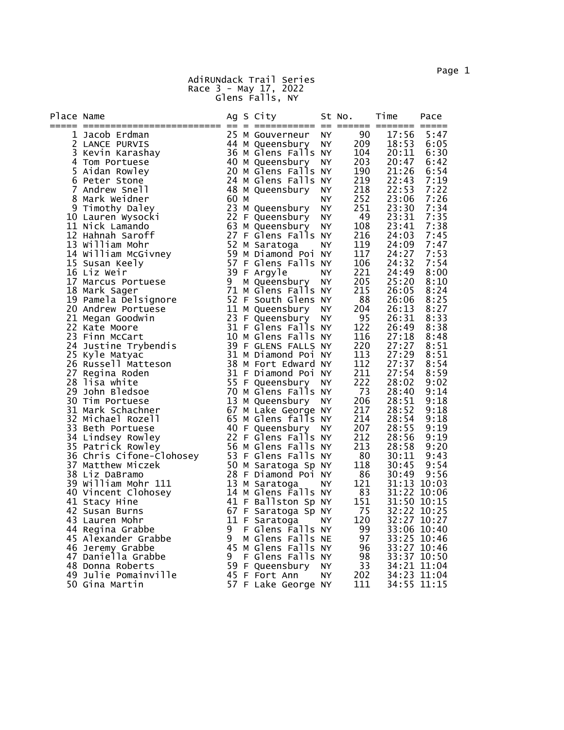# AdiRUNdack Trail Series
## Race 3 - May 17, 2022
### Glens Falls, NY

| Place | Name | Ag | S | City | St | No. | Time | Pace |
|---|---|---|---|---|---|---|---|---|
| 1 | Jacob Erdman | 25 | M | Gouverneur | NY | 90 | 17:56 | 5:47 |
| 2 | LANCE PURVIS | 44 | M | Queensbury | NY | 209 | 18:53 | 6:05 |
| 3 | Kevin Karashay | 36 | M | Glens Falls | NY | 104 | 20:11 | 6:30 |
| 4 | Tom Portuese | 40 | M | Queensbury | NY | 203 | 20:47 | 6:42 |
| 5 | Aidan Rowley | 20 | M | Glens Falls | NY | 190 | 21:26 | 6:54 |
| 6 | Peter Stone | 24 | M | Glens Falls | NY | 219 | 22:43 | 7:19 |
| 7 | Andrew Snell | 48 | M | Queensbury | NY | 218 | 22:53 | 7:22 |
| 8 | Mark Weidner | 60 | M | | NY | 252 | 23:06 | 7:26 |
| 9 | Timothy Daley | 23 | M | Queensbury | NY | 251 | 23:30 | 7:34 |
| 10 | Lauren Wysocki | 22 | F | Queensbury | NY | 49 | 23:31 | 7:35 |
| 11 | Nick Lamando | 63 | M | Queensbury | NY | 108 | 23:41 | 7:38 |
| 12 | Hahnah Saroff | 27 | F | Glens Falls | NY | 216 | 24:03 | 7:45 |
| 13 | William Mohr | 52 | M | Saratoga | NY | 119 | 24:09 | 7:47 |
| 14 | William McGivney | 59 | M | Diamond Poi | NY | 117 | 24:27 | 7:53 |
| 15 | Susan Keely | 57 | F | Glens Falls | NY | 106 | 24:32 | 7:54 |
| 16 | Liz Weir | 39 | F | Argyle | NY | 221 | 24:49 | 8:00 |
| 17 | Marcus Portuese | 9 | M | Queensbury | NY | 205 | 25:20 | 8:10 |
| 18 | Mark Sager | 71 | M | Glens Falls | NY | 215 | 26:05 | 8:24 |
| 19 | Pamela Delsignore | 52 | F | South Glens | NY | 88 | 26:06 | 8:25 |
| 20 | Andrew Portuese | 11 | M | Queensbury | NY | 204 | 26:13 | 8:27 |
| 21 | Megan Goodwin | 23 | F | Queensbury | NY | 95 | 26:31 | 8:33 |
| 22 | Kate Moore | 31 | F | Glens Falls | NY | 122 | 26:49 | 8:38 |
| 23 | Finn McCart | 10 | M | Glens Falls | NY | 116 | 27:18 | 8:48 |
| 24 | Justine Trybendis | 39 | F | GLENS FALLS | NY | 220 | 27:27 | 8:51 |
| 25 | Kyle Matyac | 31 | M | Diamond Poi | NY | 113 | 27:29 | 8:51 |
| 26 | Russell Matteson | 38 | M | Fort Edward | NY | 112 | 27:37 | 8:54 |
| 27 | Regina Roden | 31 | F | Diamond Poi | NY | 211 | 27:54 | 8:59 |
| 28 | lisa white | 55 | F | Queensbury | NY | 222 | 28:02 | 9:02 |
| 29 | John Bledsoe | 70 | M | Glens Falls | NY | 73 | 28:40 | 9:14 |
| 30 | Tim Portuese | 13 | M | Queensbury | NY | 206 | 28:51 | 9:18 |
| 31 | Mark Schachner | 67 | M | Lake George | NY | 217 | 28:52 | 9:18 |
| 32 | Michael Rozell | 65 | M | Glens falls | NY | 214 | 28:54 | 9:18 |
| 33 | Beth Portuese | 40 | F | Queensbury | NY | 207 | 28:55 | 9:19 |
| 34 | Lindsey Rowley | 22 | F | Glens Falls | NY | 212 | 28:56 | 9:19 |
| 35 | Patrick Rowley | 56 | M | Glens Falls | NY | 213 | 28:58 | 9:20 |
| 36 | Chris Cifone-Clohosey | 53 | F | Glens Falls | NY | 80 | 30:11 | 9:43 |
| 37 | Matthew Miczek | 50 | M | Saratoga Sp | NY | 118 | 30:45 | 9:54 |
| 38 | Liz DaBramo | 28 | F | Diamond Poi | NY | 86 | 30:49 | 9:56 |
| 39 | William Mohr 111 | 13 | M | Saratoga | NY | 121 | 31:13 | 10:03 |
| 40 | Vincent Clohosey | 14 | M | Glens Falls | NY | 83 | 31:22 | 10:06 |
| 41 | Stacy Hine | 41 | F | Ballston Sp | NY | 151 | 31:50 | 10:15 |
| 42 | Susan Burns | 67 | F | Saratoga Sp | NY | 75 | 32:22 | 10:25 |
| 43 | Lauren Mohr | 11 | F | Saratoga | NY | 120 | 32:27 | 10:27 |
| 44 | Regina Grabbe | 9 | F | Glens Falls | NY | 99 | 33:06 | 10:40 |
| 45 | Alexander Grabbe | 9 | M | Glens Falls | NE | 97 | 33:25 | 10:46 |
| 46 | Jeremy Grabbe | 45 | M | Glens Falls | NY | 96 | 33:27 | 10:46 |
| 47 | Daniella Grabbe | 9 | F | Glens Falls | NY | 98 | 33:37 | 10:50 |
| 48 | Donna Roberts | 59 | F | Queensbury | NY | 33 | 34:21 | 11:04 |
| 49 | Julie Pomainville | 45 | F | Fort Ann | NY | 202 | 34:23 | 11:04 |
| 50 | Gina Martin | 57 | F | Lake George | NY | 111 | 34:55 | 11:15 |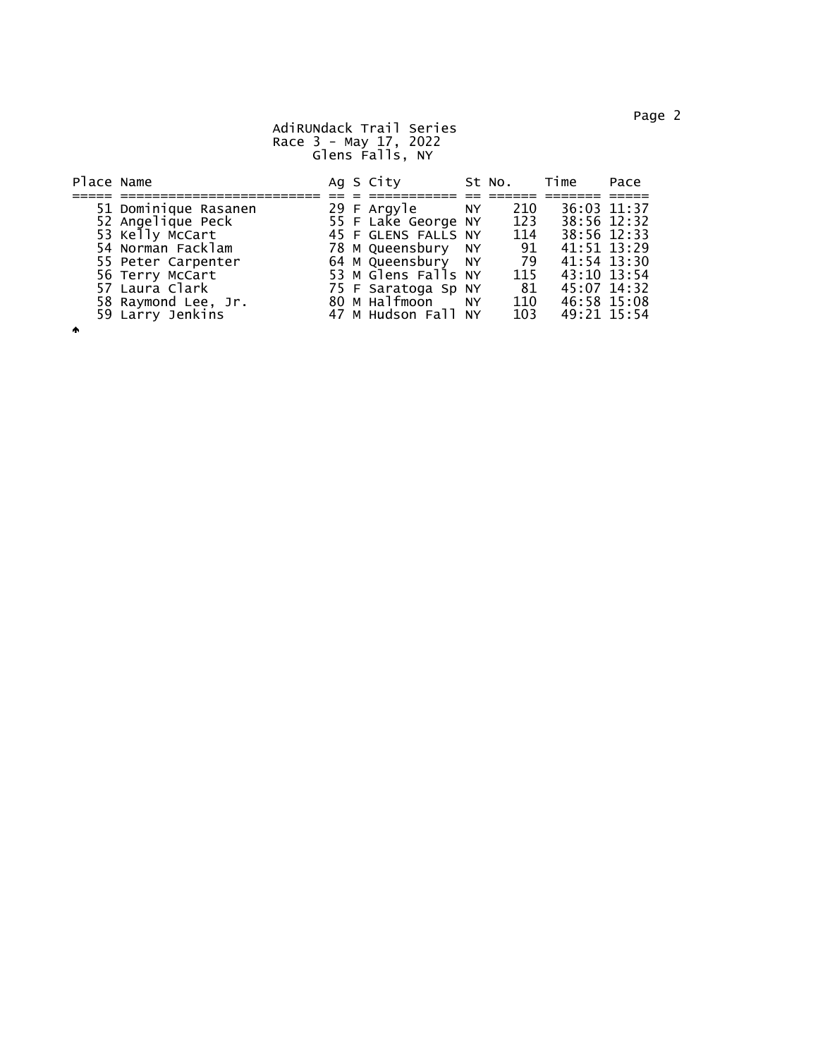AdiRUNdack Trail Series
Race 3 - May 17, 2022
Glens Falls, NY

| Place | Name | Ag | S | City | St | No. | Time | Pace |
|---|---|---|---|---|---|---|---|---|
| 51 | Dominique Rasanen | 29 | F | Argyle | NY | 210 | 36:03 | 11:37 |
| 52 | Angelique Peck | 55 | F | Lake George | NY | 123 | 38:56 | 12:32 |
| 53 | Kelly McCart | 45 | F | GLENS FALLS | NY | 114 | 38:56 | 12:33 |
| 54 | Norman Facklam | 78 | M | Queensbury | NY | 91 | 41:51 | 13:29 |
| 55 | Peter Carpenter | 64 | M | Queensbury | NY | 79 | 41:54 | 13:30 |
| 56 | Terry McCart | 53 | M | Glens Falls | NY | 115 | 43:10 | 13:54 |
| 57 | Laura Clark | 75 | F | Saratoga Sp | NY | 81 | 45:07 | 14:32 |
| 58 | Raymond Lee, Jr. | 80 | M | Halfmoon | NY | 110 | 46:58 | 15:08 |
| 59 | Larry Jenkins | 47 | M | Hudson Fall | NY | 103 | 49:21 | 15:54 |